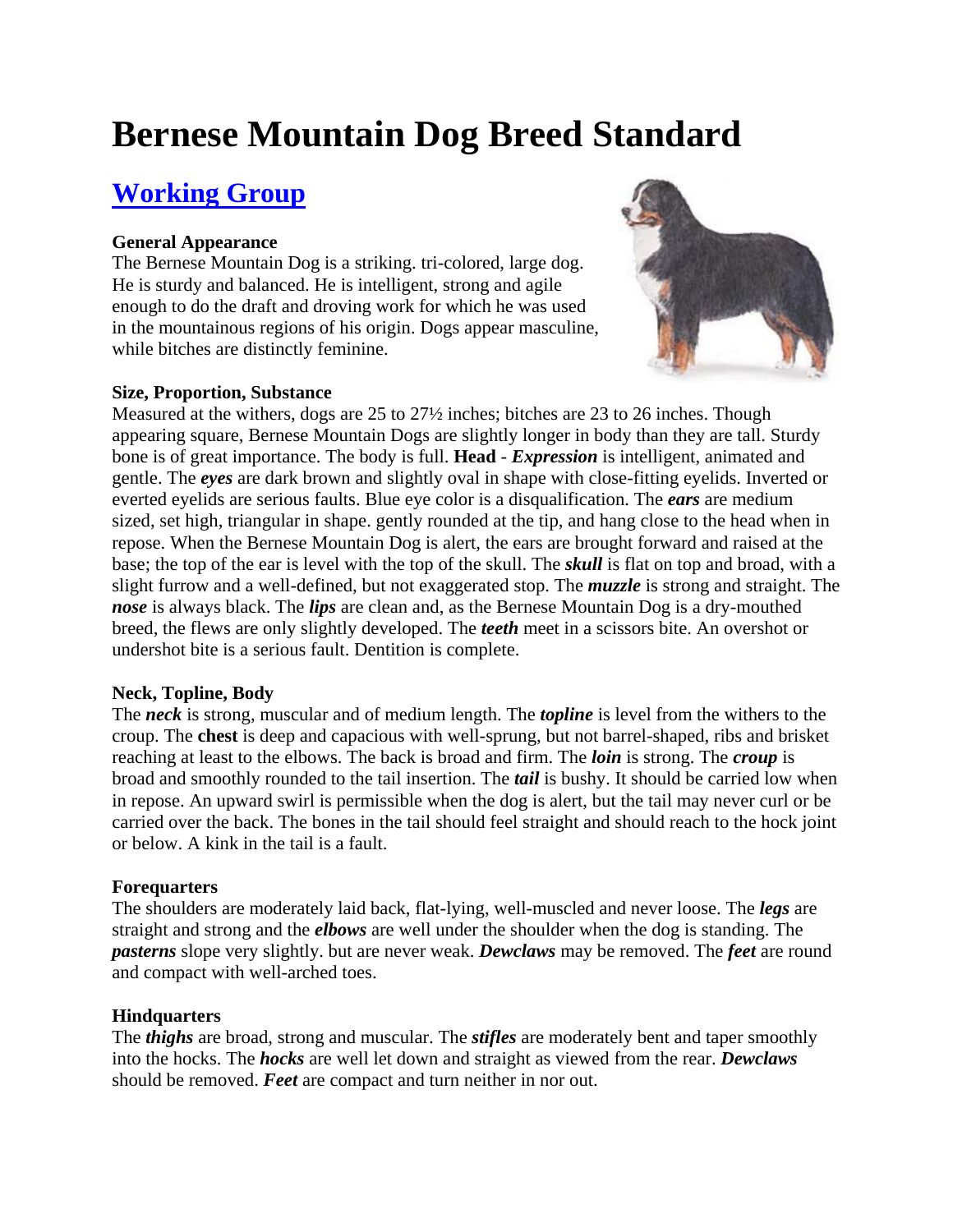# Bernese Mountain Dog Breed Standard

## [Working Group]

**General Appearance**
The Bernese Mountain Dog is a striking. tri-colored, large dog. He is sturdy and balanced. He is intelligent, strong and agile enough to do the draft and droving work for which he was used in the mountainous regions of his origin. Dogs appear masculine, while bitches are distinctly feminine.

**Size, Proportion, Substance**
Measured at the withers, dogs are 25 to 27½ inches; bitches are 23 to 26 inches. Though appearing square, Bernese Mountain Dogs are slightly longer in body than they are tall. Sturdy bone is of great importance. The body is full. **Head** - ***Expression*** is intelligent, animated and gentle. The ***eyes*** are dark brown and slightly oval in shape with close-fitting eyelids. Inverted or everted eyelids are serious faults. Blue eye color is a disqualification. The ***ears*** are medium sized, set high, triangular in shape. gently rounded at the tip, and hang close to the head when in repose. When the Bernese Mountain Dog is alert, the ears are brought forward and raised at the base; the top of the ear is level with the top of the skull. The ***skull*** is flat on top and broad, with a slight furrow and a well-defined, but not exaggerated stop. The ***muzzle*** is strong and straight. The ***nose*** is always black. The ***lips*** are clean and, as the Bernese Mountain Dog is a dry-mouthed breed, the flews are only slightly developed. The ***teeth*** meet in a scissors bite. An overshot or undershot bite is a serious fault. Dentition is complete.

**Neck, Topline, Body**
The ***neck*** is strong, muscular and of medium length. The ***topline*** is level from the withers to the croup. The **chest** is deep and capacious with well-sprung, but not barrel-shaped, ribs and brisket reaching at least to the elbows. The back is broad and firm. The ***loin*** is strong. The ***croup*** is broad and smoothly rounded to the tail insertion. The ***tail*** is bushy. It should be carried low when in repose. An upward swirl is permissible when the dog is alert, but the tail may never curl or be carried over the back. The bones in the tail should feel straight and should reach to the hock joint or below. A kink in the tail is a fault.

**Forequarters**
The shoulders are moderately laid back, flat-lying, well-muscled and never loose. The ***legs*** are straight and strong and the ***elbows*** are well under the shoulder when the dog is standing. The ***pasterns*** slope very slightly. but are never weak. ***Dewclaws*** may be removed. The ***feet*** are round and compact with well-arched toes.

**Hindquarters**
The ***thighs*** are broad, strong and muscular. The ***stifles*** are moderately bent and taper smoothly into the hocks. The ***hocks*** are well let down and straight as viewed from the rear. ***Dewclaws*** should be removed. ***Feet*** are compact and turn neither in nor out.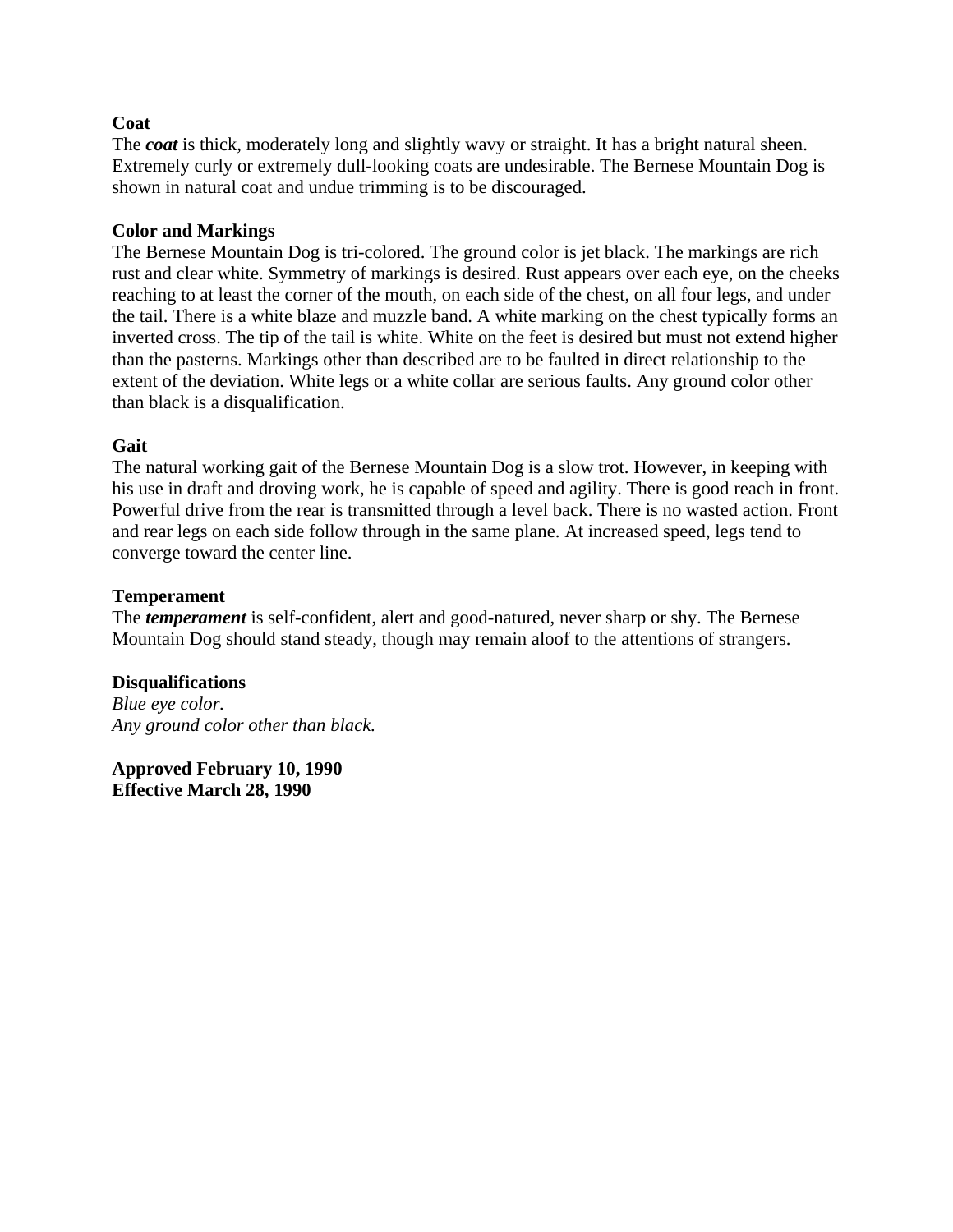**Coat**
The ***coat*** is thick, moderately long and slightly wavy or straight. It has a bright natural sheen. Extremely curly or extremely dull-looking coats are undesirable. The Bernese Mountain Dog is shown in natural coat and undue trimming is to be discouraged.

**Color and Markings**
The Bernese Mountain Dog is tri-colored. The ground color is jet black. The markings are rich rust and clear white. Symmetry of markings is desired. Rust appears over each eye, on the cheeks reaching to at least the corner of the mouth, on each side of the chest, on all four legs, and under the tail. There is a white blaze and muzzle band. A white marking on the chest typically forms an inverted cross. The tip of the tail is white. White on the feet is desired but must not extend higher than the pasterns. Markings other than described are to be faulted in direct relationship to the extent of the deviation. White legs or a white collar are serious faults. Any ground color other than black is a disqualification.

**Gait**
The natural working gait of the Bernese Mountain Dog is a slow trot. However, in keeping with his use in draft and droving work, he is capable of speed and agility. There is good reach in front. Powerful drive from the rear is transmitted through a level back. There is no wasted action. Front and rear legs on each side follow through in the same plane. At increased speed, legs tend to converge toward the center line.

**Temperament**
The ***temperament*** is self-confident, alert and good-natured, never sharp or shy. The Bernese Mountain Dog should stand steady, though may remain aloof to the attentions of strangers.

**Disqualifications**
*Blue eye color.*
*Any ground color other than black.*

**Approved February 10, 1990**
**Effective March 28, 1990**